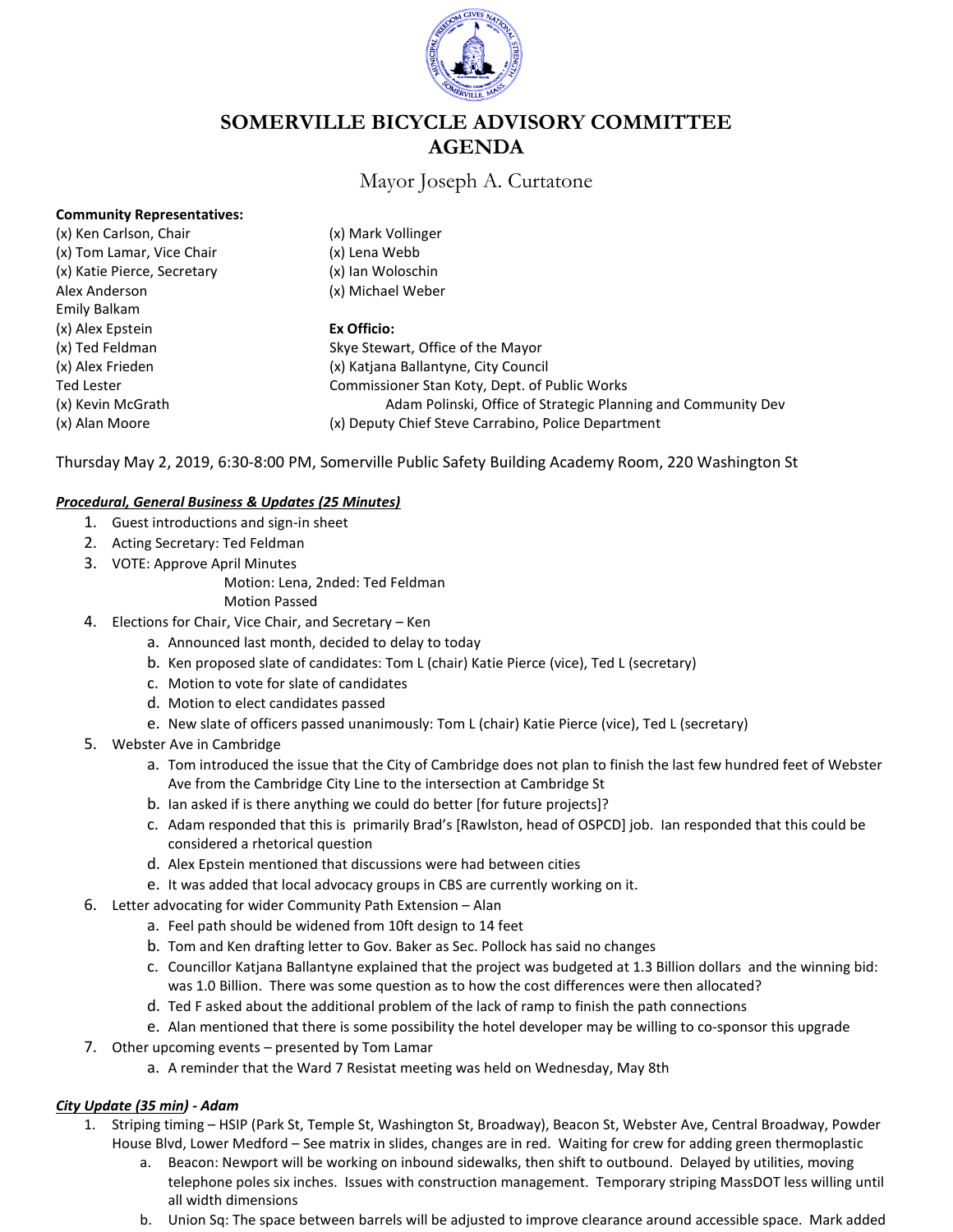# SOMERVILLE BICYCLE ADVISORY COMMITTEE AGENDA

Mayor Joseph A. Curtatone

**Community Representatives:**

(x) Ken Carlson, Chair
(x) Tom Lamar, Vice Chair
(x) Katie Pierce, Secretary
Alex Anderson
Emily Balkam
(x) Alex Epstein
(x) Ted Feldman
(x) Alex Frieden
Ted Lester
(x) Kevin McGrath
(x) Alan Moore
(x) Mark Vollinger
(x) Lena Webb
(x) Ian Woloschin
(x) Michael Weber

**Ex Officio:**

Skye Stewart, Office of the Mayor
(x) Katjana Ballantyne, City Council
Commissioner Stan Koty, Dept. of Public Works
Adam Polinski, Office of Strategic Planning and Community Dev
(x) Deputy Chief Steve Carrabino, Police Department

Thursday May 2, 2019, 6:30-8:00 PM, Somerville Public Safety Building Academy Room, 220 Washington St

***Procedural, General Business & Updates (25 Minutes)***

1. Guest introductions and sign-in sheet
2. Acting Secretary: Ted Feldman
3. VOTE: Approve April Minutes
   Motion: Lena, 2nded: Ted Feldman
   Motion Passed
4. Elections for Chair, Vice Chair, and Secretary – Ken
   a. Announced last month, decided to delay to today
   b. Ken proposed slate of candidates: Tom L (chair) Katie Pierce (vice), Ted L (secretary)
   c. Motion to vote for slate of candidates
   d. Motion to elect candidates passed
   e. New slate of officers passed unanimously: Tom L (chair) Katie Pierce (vice), Ted L (secretary)
5. Webster Ave in Cambridge
   a. Tom introduced the issue that the City of Cambridge does not plan to finish the last few hundred feet of Webster Ave from the Cambridge City Line to the intersection at Cambridge St
   b. Ian asked if is there anything we could do better [for future projects]?
   c. Adam responded that this is primarily Brad's [Rawlston, head of OSPCD] job. Ian responded that this could be considered a rhetorical question
   d. Alex Epstein mentioned that discussions were had between cities
   e. It was added that local advocacy groups in CBS are currently working on it.
6. Letter advocating for wider Community Path Extension – Alan
   a. Feel path should be widened from 10ft design to 14 feet
   b. Tom and Ken drafting letter to Gov. Baker as Sec. Pollock has said no changes
   c. Councillor Katjana Ballantyne explained that the project was budgeted at 1.3 Billion dollars and the winning bid: was 1.0 Billion. There was some question as to how the cost differences were then allocated?
   d. Ted F asked about the additional problem of the lack of ramp to finish the path connections
   e. Alan mentioned that there is some possibility the hotel developer may be willing to co-sponsor this upgrade
7. Other upcoming events – presented by Tom Lamar
   a. A reminder that the Ward 7 Resistat meeting was held on Wednesday, May 8th

***City Update (35 min) - Adam***

1. Striping timing – HSIP (Park St, Temple St, Washington St, Broadway), Beacon St, Webster Ave, Central Broadway, Powder House Blvd, Lower Medford – See matrix in slides, changes are in red. Waiting for crew for adding green thermoplastic
   a. Beacon: Newport will be working on inbound sidewalks, then shift to outbound. Delayed by utilities, moving telephone poles six inches. Issues with construction management. Temporary striping MassDOT less willing until all width dimensions
   b. Union Sq: The space between barrels will be adjusted to improve clearance around accessible space. Mark added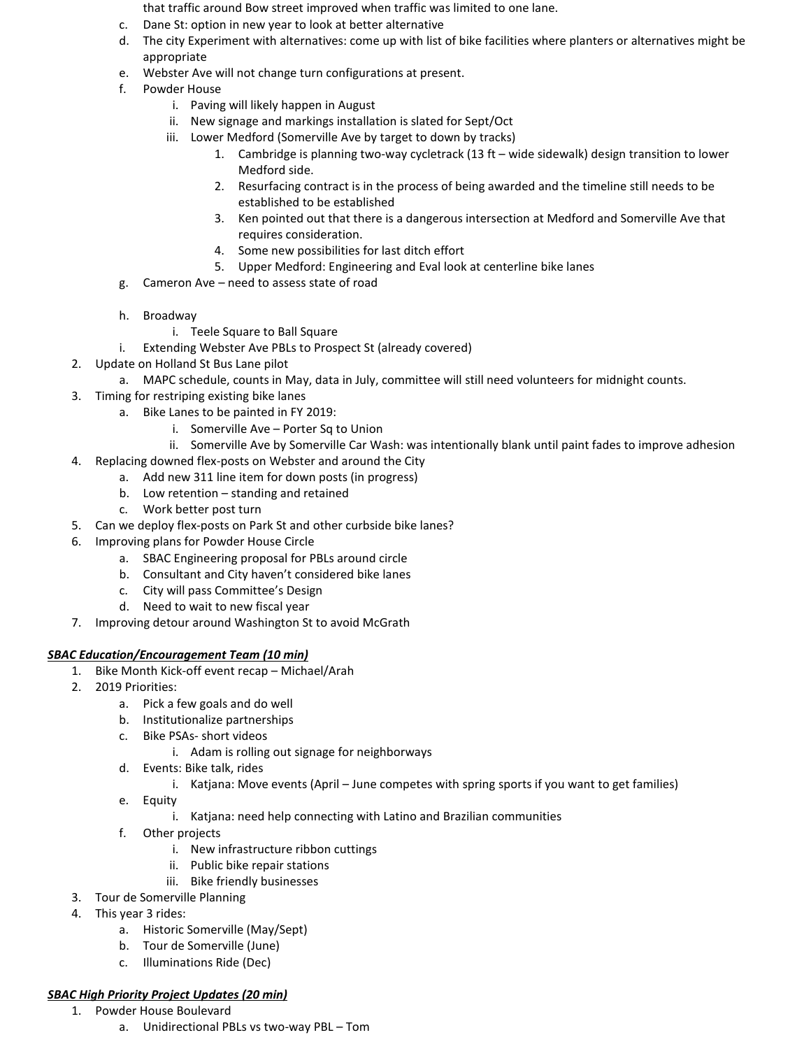that traffic around Bow street improved when traffic was limited to one lane.

   c. Dane St: option in new year to look at better alternative
   d. The city Experiment with alternatives: come up with list of bike facilities where planters or alternatives might be appropriate
   e. Webster Ave will not change turn configurations at present.
   f. Powder House
      i. Paving will likely happen in August
      ii. New signage and markings installation is slated for Sept/Oct
      iii. Lower Medford (Somerville Ave by target to down by tracks)
         1. Cambridge is planning two-way cycletrack (13 ft – wide sidewalk) design transition to lower Medford side.
         2. Resurfacing contract is in the process of being awarded and the timeline still needs to be established
         3. Ken pointed out that there is a dangerous intersection at Medford and Somerville Ave that requires consideration.
         4. Some new possibilities for last ditch effort
         5. Upper Medford: Engineering and Eval look at centerline bike lanes
   g. Cameron Ave – need to assess state of road
   h. Broadway
      i. Teele Square to Ball Square
   i. Extending Webster Ave PBLs to Prospect St (already covered)
2. Update on Holland St Bus Lane pilot
   a. MAPC schedule, counts in May, data in July, committee will still need volunteers for midnight counts.
3. Timing for restriping existing bike lanes
   a. Bike Lanes to be painted in FY 2019:
      i. Somerville Ave – Porter Sq to Union
      ii. Somerville Ave by Somerville Car Wash: was intentionally blank until paint fades to improve adhesion
4. Replacing downed flex-posts on Webster and around the City
   a. Add new 311 line item for down posts (in progress)
   b. Low retention – standing and retained
   c. Work better post turn
5. Can we deploy flex-posts on Park St and other curbside bike lanes?
6. Improving plans for Powder House Circle
   a. SBAC Engineering proposal for PBLs around circle
   b. Consultant and City haven't considered bike lanes
   c. City will pass Committee's Design
   d. Need to wait to new fiscal year
7. Improving detour around Washington St to avoid McGrath

***SBAC Education/Encouragement Team (10 min)***

1. Bike Month Kick-off event recap – Michael/Arah
2. 2019 Priorities:
   a. Pick a few goals and do well
   b. Institutionalize partnerships
   c. Bike PSAs- short videos
      i. Adam is rolling out signage for neighborways
   d. Events: Bike talk, rides
      i. Katjana: Move events (April – June competes with spring sports if you want to get families)
   e. Equity
      i. Katjana: need help connecting with Latino and Brazilian communities
   f. Other projects
      i. New infrastructure ribbon cuttings
      ii. Public bike repair stations
      iii. Bike friendly businesses
3. Tour de Somerville Planning
4. This year 3 rides:
   a. Historic Somerville (May/Sept)
   b. Tour de Somerville (June)
   c. Illuminations Ride (Dec)

***SBAC High Priority Project Updates (20 min)***

1. Powder House Boulevard
   a. Unidirectional PBLs vs two-way PBL – Tom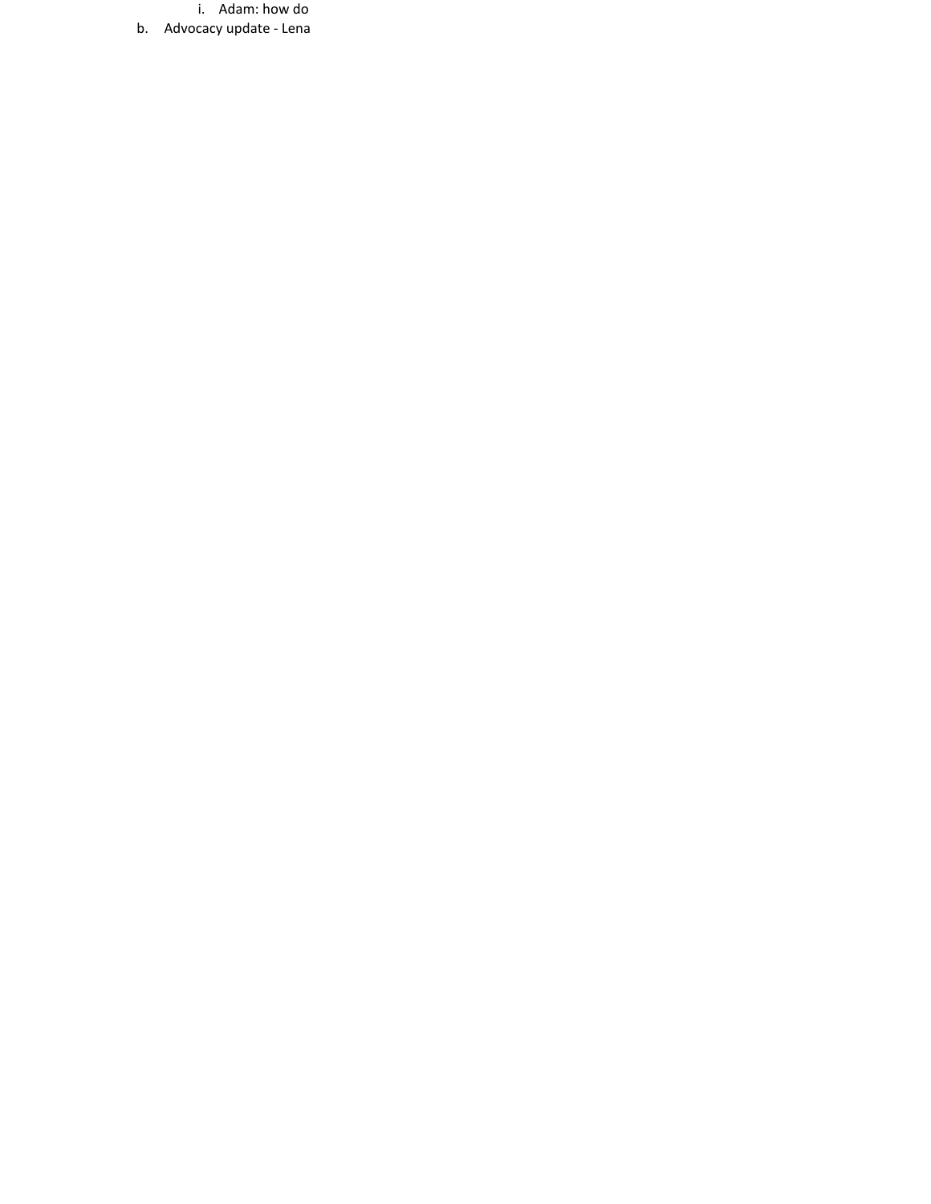i. Adam: how do

b. Advocacy update - Lena